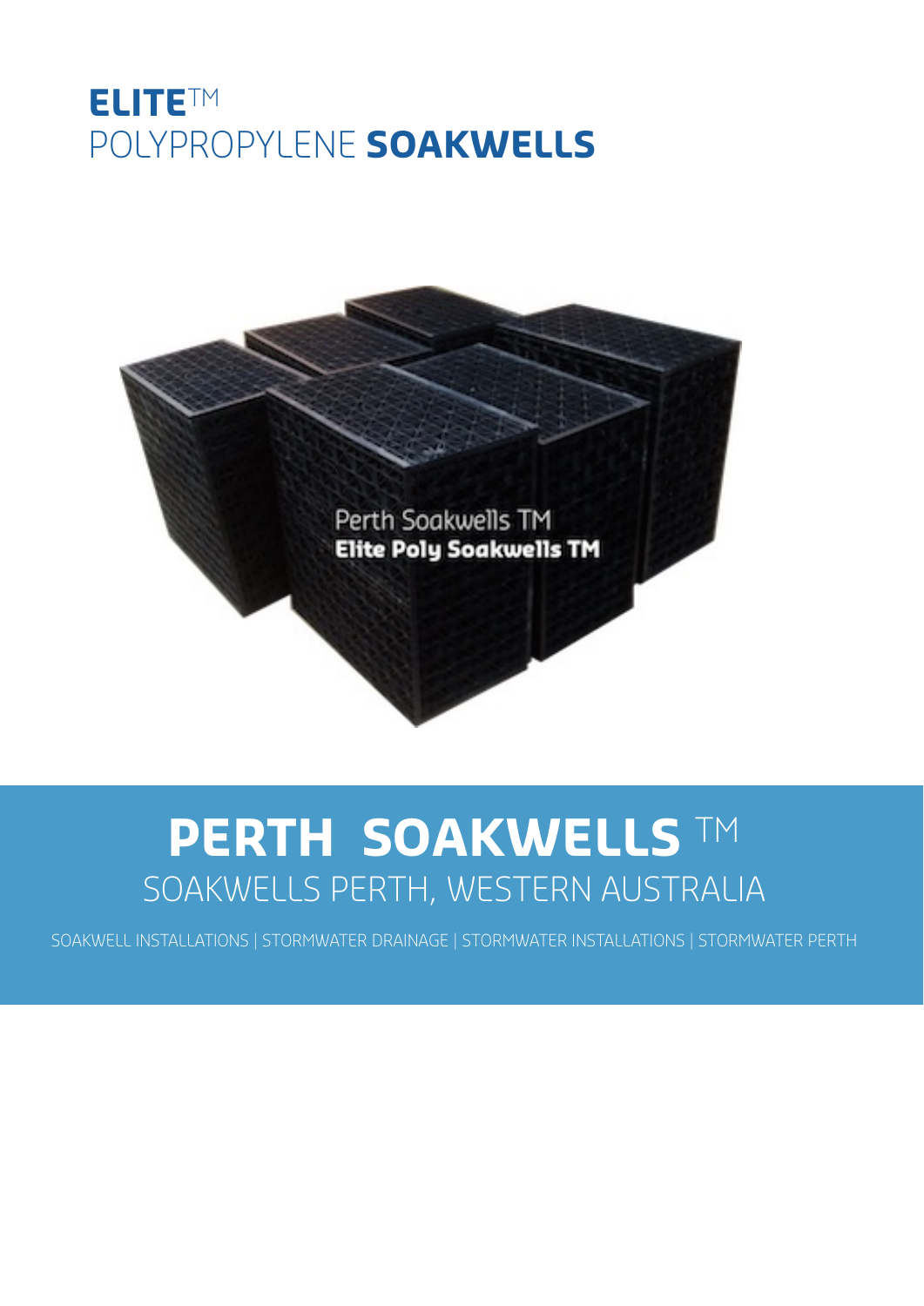# **ELITE**™ POLYPROPYLENE **SOAKWELLS**

Perth Soakwells TM
**Elite Poly Soakwells TM**

# **PERTH SOAKWELLS** ™

## SOAKWELLS PERTH, WESTERN AUSTRALIA

SOAKWELL INSTALLATIONS | STORMWATER DRAINAGE | STORMWATER INSTALLATIONS | STORMWATER PERTH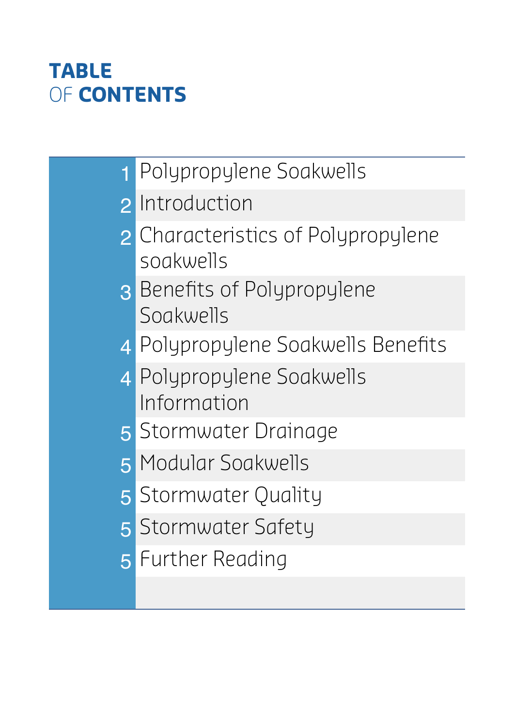# TABLE OF CONTENTS

| | |
|---|---|
| 1 | Polypropylene Soakwells |
| 2 | Introduction |
| 2 | Characteristics of Polypropylene soakwells |
| 3 | Benefits of Polypropylene Soakwells |
| 4 | Polypropylene Soakwells Benefits |
| 4 | Polypropylene Soakwells Information |
| 5 | Stormwater Drainage |
| 5 | Modular Soakwells |
| 5 | Stormwater Quality |
| 5 | Stormwater Safety |
| 5 | Further Reading |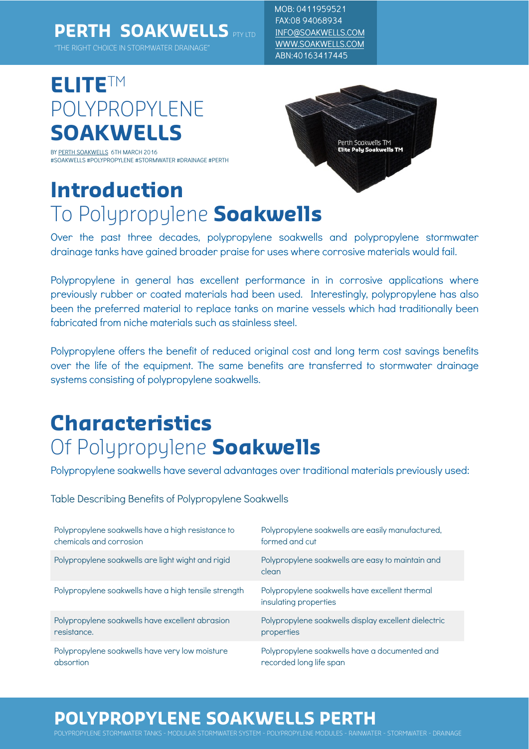# PERTH SOAKWELLS PTY LTD

"THE RIGHT CHOICE IN STORMWATER DRAINAGE"

MOB: 0411959521
FAX:08 94068934
INFO@SOAKWELLS.COM
WWW.SOAKWELLS.COM
ABN:40163417445

# ELITE™ POLYPROPYLENE SOAKWELLS

BY PERTH SOAKWELLS 6TH MARCH 2016
#SOAKWELLS #POLYPROPYLENE #STORMWATER #DRAINAGE #PERTH

## Introduction To Polypropylene Soakwells

Over the past three decades, polypropylene soakwells and polypropylene stormwater drainage tanks have gained broader praise for uses where corrosive materials would fail.

Polypropylene in general has excellent performance in in corrosive applications where previously rubber or coated materials had been used. Interestingly, polypropylene has also been the preferred material to replace tanks on marine vessels which had traditionally been fabricated from niche materials such as stainless steel.

Polypropylene offers the benefit of reduced original cost and long term cost savings benefits over the life of the equipment. The same benefits are transferred to stormwater drainage systems consisting of polypropylene soakwells.

## Characteristics Of Polypropylene Soakwells

Polypropylene soakwells have several advantages over traditional materials previously used:

Table Describing Benefits of Polypropylene Soakwells

| | |
|---|---|
| Polypropylene soakwells have a high resistance to chemicals and corrosion | Polypropylene soakwells are easily manufactured, formed and cut |
| Polypropylene soakwells are light wight and rigid | Polypropylene soakwells are easy to maintain and clean |
| Polypropylene soakwells have a high tensile strength | Polypropylene soakwells have excellent thermal insulating properties |
| Polypropylene soakwells have excellent abrasion resistance. | Polypropylene soakwells display excellent dielectric properties |
| Polypropylene soakwells have very low moisture absorption | Polypropylene soakwells have a documented and recorded long life span |

## POLYPROPYLENE SOAKWELLS PERTH

POLYPROPYLENE STORMWATER TANKS - MODULAR STORMWATER SYSTEM - POLYPROPYLENE MODULES - RAINWATER - STORMWATER - DRAINAGE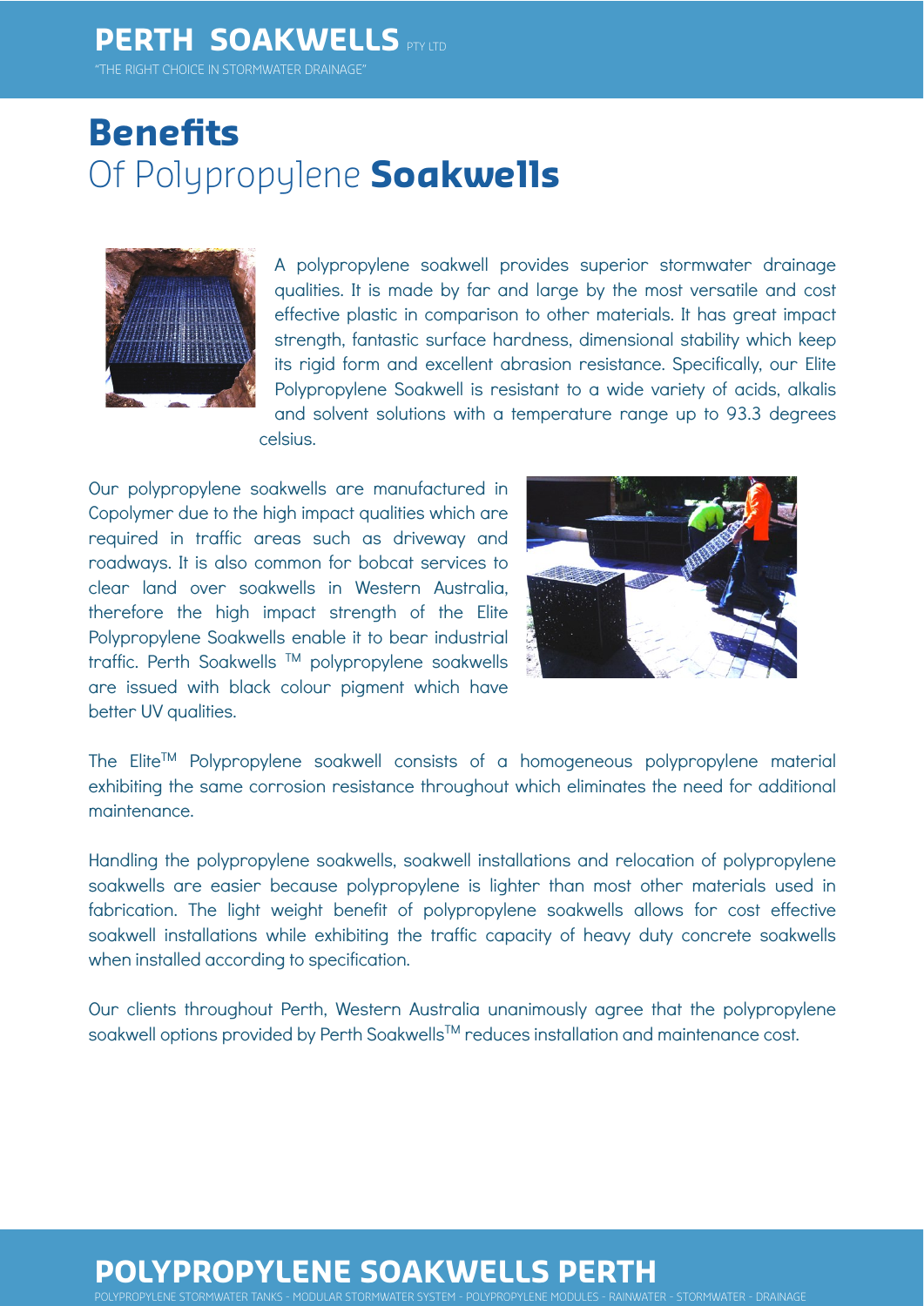# Benefits Of Polypropylene **Soakwells**

A polypropylene soakwell provides superior stormwater drainage qualities. It is made by far and large by the most versatile and cost effective plastic in comparison to other materials. It has great impact strength, fantastic surface hardness, dimensional stability which keep its rigid form and excellent abrasion resistance. Specifically, our Elite Polypropylene Soakwell is resistant to a wide variety of acids, alkalis and solvent solutions with a temperature range up to 93.3 degrees celsius.

Our polypropylene soakwells are manufactured in Copolymer due to the high impact qualities which are required in traffic areas such as driveway and roadways. It is also common for bobcat services to clear land over soakwells in Western Australia, therefore the high impact strength of the Elite Polypropylene Soakwells enable it to bear industrial traffic. Perth Soakwells ™ polypropylene soakwells are issued with black colour pigment which have better UV qualities.

The Elite™ Polypropylene soakwell consists of a homogeneous polypropylene material exhibiting the same corrosion resistance throughout which eliminates the need for additional maintenance.

Handling the polypropylene soakwells, soakwell installations and relocation of polypropylene soakwells are easier because polypropylene is lighter than most other materials used in fabrication. The light weight benefit of polypropylene soakwells allows for cost effective soakwell installations while exhibiting the traffic capacity of heavy duty concrete soakwells when installed according to specification.

Our clients throughout Perth, Western Australia unanimously agree that the polypropylene soakwell options provided by Perth Soakwells™ reduces installation and maintenance cost.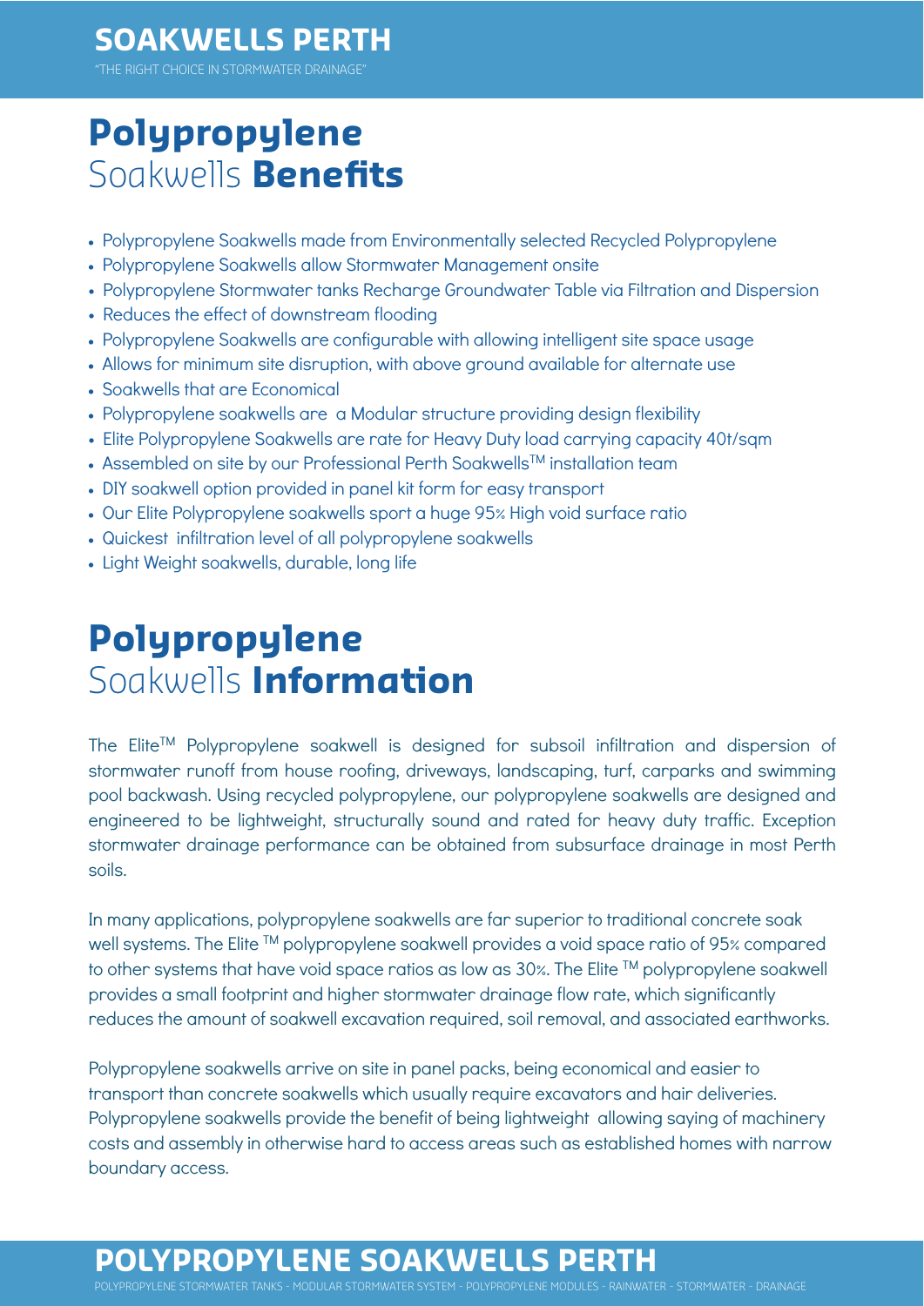# **Polypropylene** Soakwells **Benefits**

- Polypropylene Soakwells made from Environmentally selected Recycled Polypropylene
- Polypropylene Soakwells allow Stormwater Management onsite
- Polypropylene Stormwater tanks Recharge Groundwater Table via Filtration and Dispersion
- Reduces the effect of downstream flooding
- Polypropylene Soakwells are configurable with allowing intelligent site space usage
- Allows for minimum site disruption, with above ground available for alternate use
- Soakwells that are Economical
- Polypropylene soakwells are a Modular structure providing design flexibility
- Elite Polypropylene Soakwells are rate for Heavy Duty load carrying capacity 40t/sqm
- Assembled on site by our Professional Perth Soakwells™ installation team
- DIY soakwell option provided in panel kit form for easy transport
- Our Elite Polypropylene soakwells sport a huge 95% High void surface ratio
- Quickest infiltration level of all polypropylene soakwells
- Light Weight soakwells, durable, long life

# **Polypropylene** Soakwells **Information**

The Elite™ Polypropylene soakwell is designed for subsoil infiltration and dispersion of stormwater runoff from house roofing, driveways, landscaping, turf, carparks and swimming pool backwash. Using recycled polypropylene, our polypropylene soakwells are designed and engineered to be lightweight, structurally sound and rated for heavy duty traffic. Exception stormwater drainage performance can be obtained from subsurface drainage in most Perth soils.

In many applications, polypropylene soakwells are far superior to traditional concrete soak well systems. The Elite ™ polypropylene soakwell provides a void space ratio of 95% compared to other systems that have void space ratios as low as 30%. The Elite ™ polypropylene soakwell provides a small footprint and higher stormwater drainage flow rate, which significantly reduces the amount of soakwell excavation required, soil removal, and associated earthworks.

Polypropylene soakwells arrive on site in panel packs, being economical and easier to transport than concrete soakwells which usually require excavators and hair deliveries. Polypropylene soakwells provide the benefit of being lightweight allowing saying of machinery costs and assembly in otherwise hard to access areas such as established homes with narrow boundary access.

## POLYPROPYLENE SOAKWELLS PERTH

POLYPROPYLENE STORMWATER TANKS - MODULAR STORMWATER SYSTEM - POLYPROPYLENE MODULES - RAINWATER - STORMWATER - DRAINAGE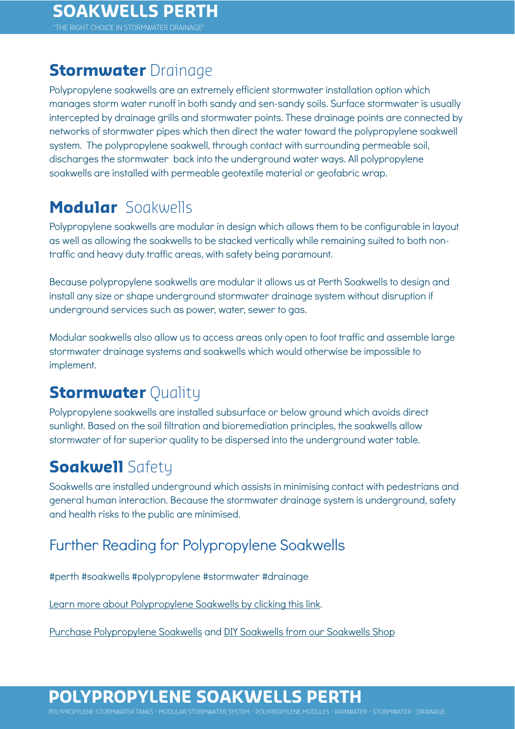## **Stormwater** Drainage

Polypropylene soakwells are an extremely efficient stormwater installation option which manages storm water runoff in both sandy and sen-sandy soils. Surface stormwater is usually intercepted by drainage grills and stormwater points. These drainage points are connected by networks of stormwater pipes which then direct the water toward the polypropylene soakwell system. The polypropylene soakwell, through contact with surrounding permeable soil, discharges the stormwater back into the underground water ways. All polypropylene soakwells are installed with permeable geotextile material or geofabric wrap.

## **Modular** Soakwells

Polypropylene soakwells are modular in design which allows them to be configurable in layout as well as allowing the soakwells to be stacked vertically while remaining suited to both non-traffic and heavy duty traffic areas, with safety being paramount.

Because polypropylene soakwells are modular it allows us at Perth Soakwells to design and install any size or shape underground stormwater drainage system without disruption if underground services such as power, water, sewer to gas.

Modular soakwells also allow us to access areas only open to foot traffic and assemble large stormwater drainage systems and soakwells which would otherwise be impossible to implement.

## **Stormwater** Quality

Polypropylene soakwells are installed subsurface or below ground which avoids direct sunlight. Based on the soil filtration and bioremediation principles, the soakwells allow stormwater of far superior quality to be dispersed into the underground water table.

## **Soakwell** Safety

Soakwells are installed underground which assists in minimising contact with pedestrians and general human interaction. Because the stormwater drainage system is underground, safety and health risks to the public are minimised.

## Further Reading for Polypropylene Soakwells

#perth #soakwells #polypropylene #stormwater #drainage

Learn more about Polypropylene Soakwells by clicking this link.

Purchase Polypropylene Soakwells and DIY Soakwells from our Soakwells Shop

# POLYPROPYLENE SOAKWELLS PERTH

POLYPROPYLENE STORMWATER TANKS - MODULAR STORMWATER SYSTEM - POLYPROPYLENE MODULES - RAINWATER - STORMWATER - DRAINAGE